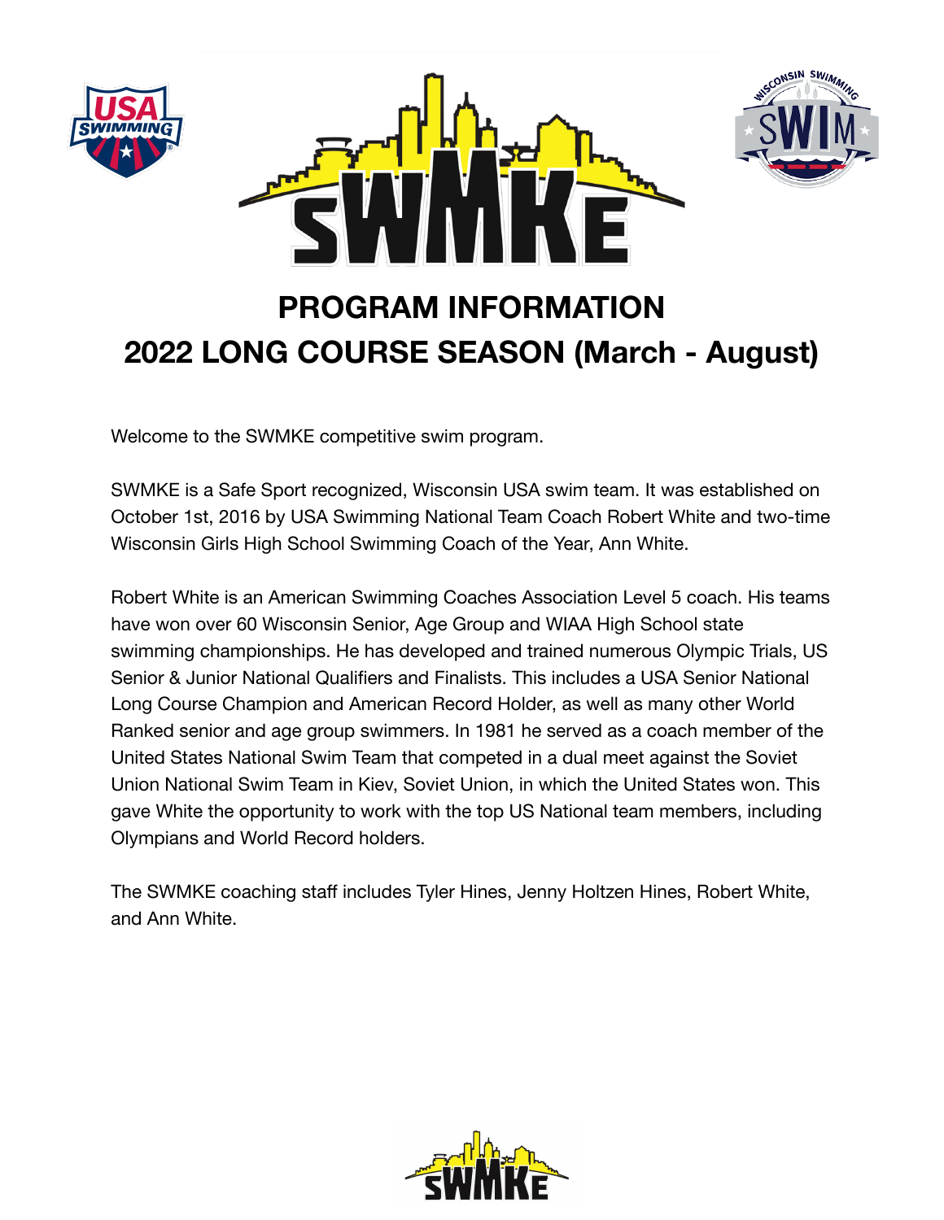# PROGRAM INFORMATION
# 2022 LONG COURSE SEASON (March - August)

Welcome to the SWMKE competitive swim program.

SWMKE is a Safe Sport recognized, Wisconsin USA swim team. It was established on October 1st, 2016 by USA Swimming National Team Coach Robert White and two-time Wisconsin Girls High School Swimming Coach of the Year, Ann White.

Robert White is an American Swimming Coaches Association Level 5 coach. His teams have won over 60 Wisconsin Senior, Age Group and WIAA High School state swimming championships. He has developed and trained numerous Olympic Trials, US Senior & Junior National Qualifiers and Finalists. This includes a USA Senior National Long Course Champion and American Record Holder, as well as many other World Ranked senior and age group swimmers. In 1981 he served as a coach member of the United States National Swim Team that competed in a dual meet against the Soviet Union National Swim Team in Kiev, Soviet Union, in which the United States won. This gave White the opportunity to work with the top US National team members, including Olympians and World Record holders.

The SWMKE coaching staff includes Tyler Hines, Jenny Holtzen Hines, Robert White, and Ann White.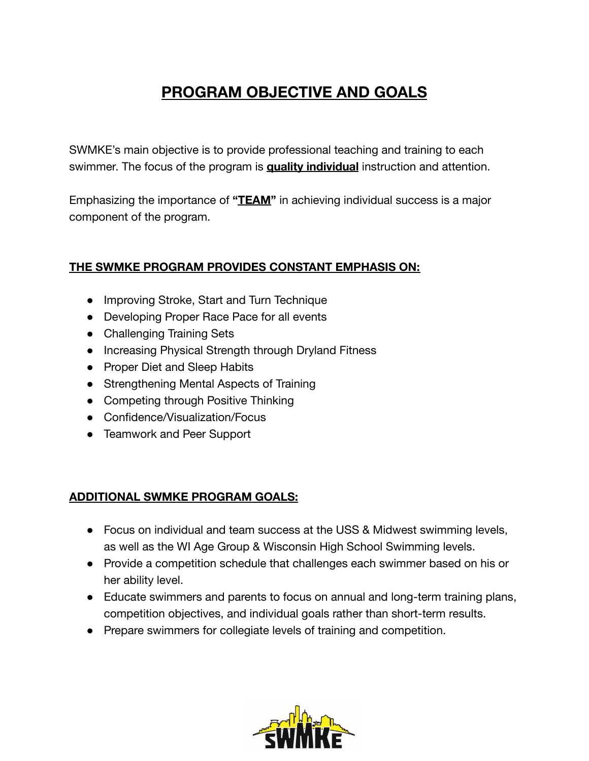# PROGRAM OBJECTIVE AND GOALS

SWMKE's main objective is to provide professional teaching and training to each swimmer. The focus of the program is **quality individual** instruction and attention.

Emphasizing the importance of **"TEAM"** in achieving individual success is a major component of the program.

## THE SWMKE PROGRAM PROVIDES CONSTANT EMPHASIS ON:

- Improving Stroke, Start and Turn Technique
- Developing Proper Race Pace for all events
- Challenging Training Sets
- Increasing Physical Strength through Dryland Fitness
- Proper Diet and Sleep Habits
- Strengthening Mental Aspects of Training
- Competing through Positive Thinking
- Confidence/Visualization/Focus
- Teamwork and Peer Support

## ADDITIONAL SWMKE PROGRAM GOALS:

- Focus on individual and team success at the USS & Midwest swimming levels, as well as the WI Age Group & Wisconsin High School Swimming levels.
- Provide a competition schedule that challenges each swimmer based on his or her ability level.
- Educate swimmers and parents to focus on annual and long-term training plans, competition objectives, and individual goals rather than short-term results.
- Prepare swimmers for collegiate levels of training and competition.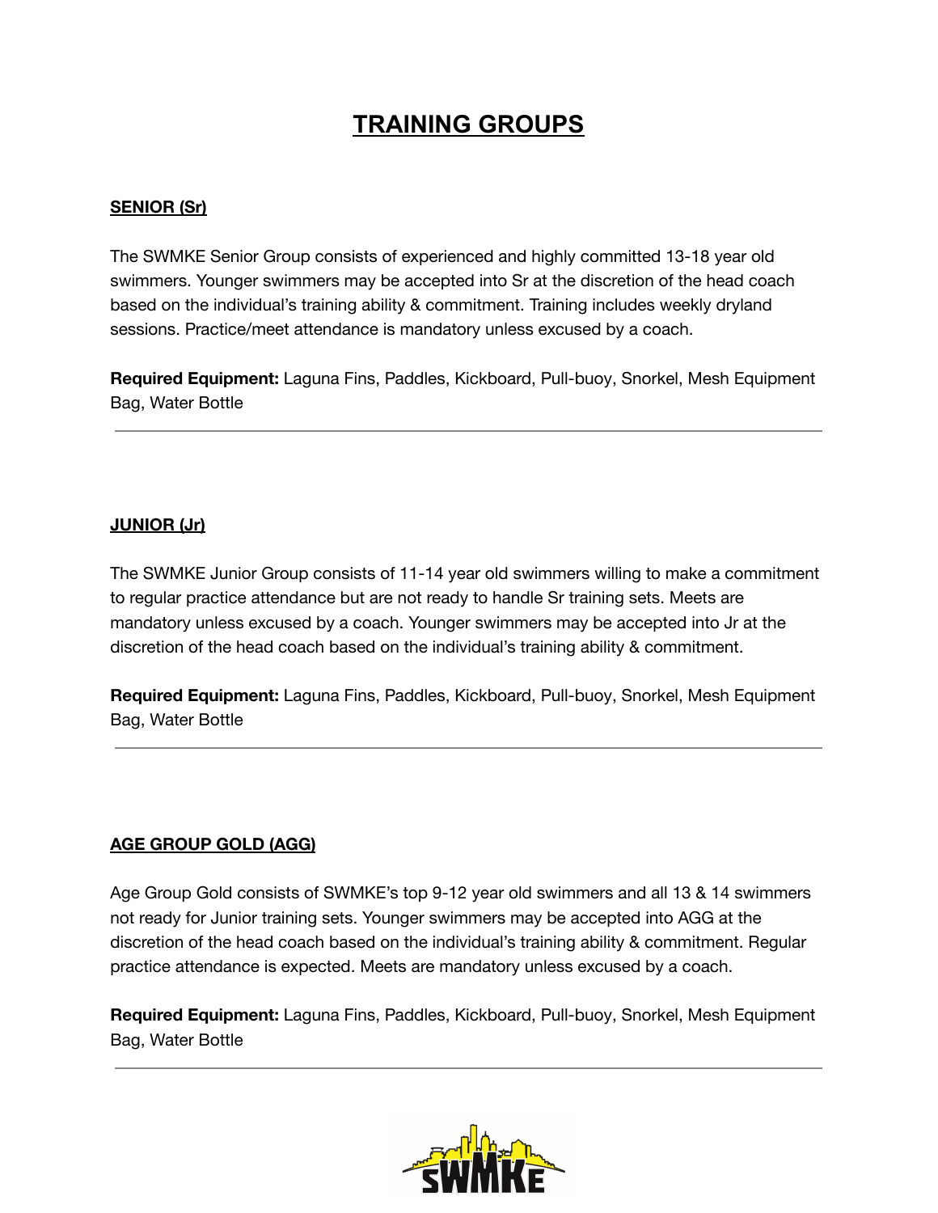# TRAINING GROUPS

## SENIOR (Sr)

The SWMKE Senior Group consists of experienced and highly committed 13-18 year old swimmers. Younger swimmers may be accepted into Sr at the discretion of the head coach based on the individual's training ability & commitment. Training includes weekly dryland sessions. Practice/meet attendance is mandatory unless excused by a coach.

**Required Equipment:** Laguna Fins, Paddles, Kickboard, Pull-buoy, Snorkel, Mesh Equipment Bag, Water Bottle

---

## JUNIOR (Jr)

The SWMKE Junior Group consists of 11-14 year old swimmers willing to make a commitment to regular practice attendance but are not ready to handle Sr training sets. Meets are mandatory unless excused by a coach. Younger swimmers may be accepted into Jr at the discretion of the head coach based on the individual's training ability & commitment.

**Required Equipment:** Laguna Fins, Paddles, Kickboard, Pull-buoy, Snorkel, Mesh Equipment Bag, Water Bottle

---

## AGE GROUP GOLD (AGG)

Age Group Gold consists of SWMKE's top 9-12 year old swimmers and all 13 & 14 swimmers not ready for Junior training sets. Younger swimmers may be accepted into AGG at the discretion of the head coach based on the individual's training ability & commitment. Regular practice attendance is expected. Meets are mandatory unless excused by a coach.

**Required Equipment:** Laguna Fins, Paddles, Kickboard, Pull-buoy, Snorkel, Mesh Equipment Bag, Water Bottle

---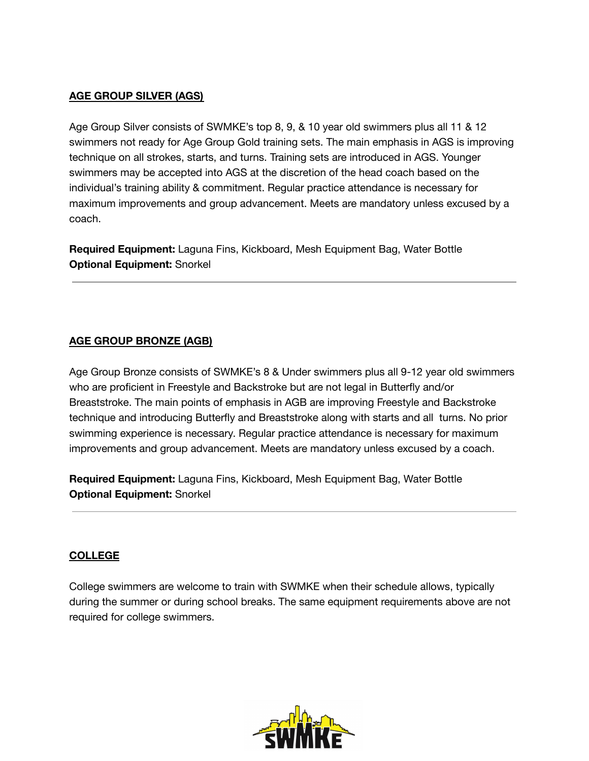## AGE GROUP SILVER (AGS)

Age Group Silver consists of SWMKE's top 8, 9, & 10 year old swimmers plus all 11 & 12 swimmers not ready for Age Group Gold training sets. The main emphasis in AGS is improving technique on all strokes, starts, and turns. Training sets are introduced in AGS. Younger swimmers may be accepted into AGS at the discretion of the head coach based on the individual's training ability & commitment. Regular practice attendance is necessary for maximum improvements and group advancement. Meets are mandatory unless excused by a coach.

**Required Equipment:** Laguna Fins, Kickboard, Mesh Equipment Bag, Water Bottle
**Optional Equipment:** Snorkel

---

## AGE GROUP BRONZE (AGB)

Age Group Bronze consists of SWMKE's 8 & Under swimmers plus all 9-12 year old swimmers who are proficient in Freestyle and Backstroke but are not legal in Butterfly and/or Breaststroke. The main points of emphasis in AGB are improving Freestyle and Backstroke technique and introducing Butterfly and Breaststroke along with starts and all turns. No prior swimming experience is necessary. Regular practice attendance is necessary for maximum improvements and group advancement. Meets are mandatory unless excused by a coach.

**Required Equipment:** Laguna Fins, Kickboard, Mesh Equipment Bag, Water Bottle
**Optional Equipment:** Snorkel

---

## COLLEGE

College swimmers are welcome to train with SWMKE when their schedule allows, typically during the summer or during school breaks. The same equipment requirements above are not required for college swimmers.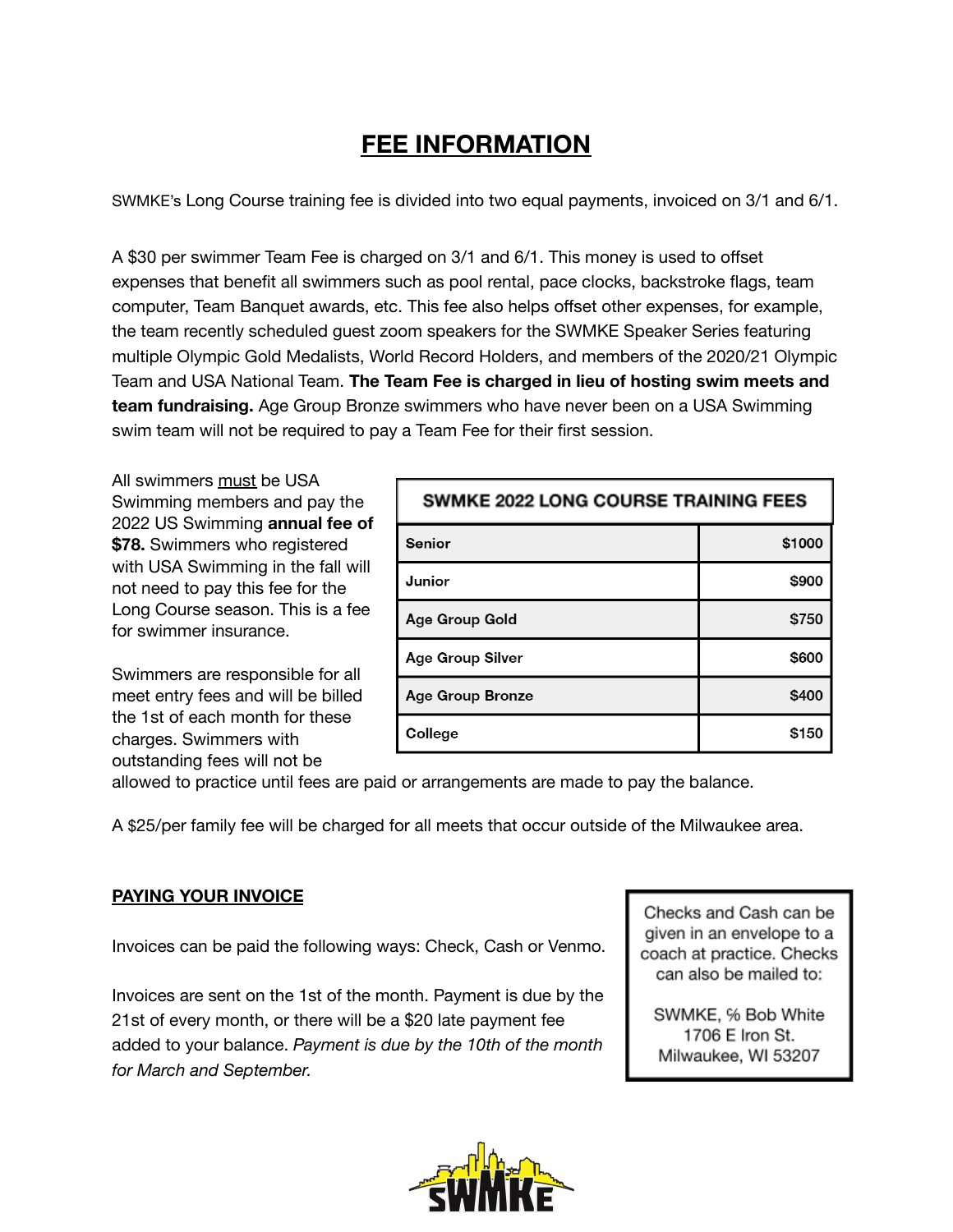# FEE INFORMATION

SWMKE's Long Course training fee is divided into two equal payments, invoiced on 3/1 and 6/1.

A $30 per swimmer Team Fee is charged on 3/1 and 6/1. This money is used to offset expenses that benefit all swimmers such as pool rental, pace clocks, backstroke flags, team computer, Team Banquet awards, etc. This fee also helps offset other expenses, for example, the team recently scheduled guest zoom speakers for the SWMKE Speaker Series featuring multiple Olympic Gold Medalists, World Record Holders, and members of the 2020/21 Olympic Team and USA National Team. **The Team Fee is charged in lieu of hosting swim meets and team fundraising.** Age Group Bronze swimmers who have never been on a USA Swimming swim team will not be required to pay a Team Fee for their first session.

All swimmers must be USA Swimming members and pay the 2022 US Swimming **annual fee of $78.** Swimmers who registered with USA Swimming in the fall will not need to pay this fee for the Long Course season. This is a fee for swimmer insurance.

| SWMKE 2022 LONG COURSE TRAINING FEES | |
|---|---|
| Senior | $1000 |
| Junior | $900 |
| Age Group Gold | $750 |
| Age Group Silver | $600 |
| Age Group Bronze | $400 |
| College | $150 |

Swimmers are responsible for all meet entry fees and will be billed the 1st of each month for these charges. Swimmers with outstanding fees will not be allowed to practice until fees are paid or arrangements are made to pay the balance.

A $25/per family fee will be charged for all meets that occur outside of the Milwaukee area.

**PAYING YOUR INVOICE**

Invoices can be paid the following ways: Check, Cash or Venmo.

Invoices are sent on the 1st of the month. Payment is due by the 21st of every month, or there will be a $20 late payment fee added to your balance. *Payment is due by the 10th of the month for March and September.*

Checks and Cash can be given in an envelope to a coach at practice. Checks can also be mailed to:

SWMKE, % Bob White
1706 E Iron St.
Milwaukee, WI 53207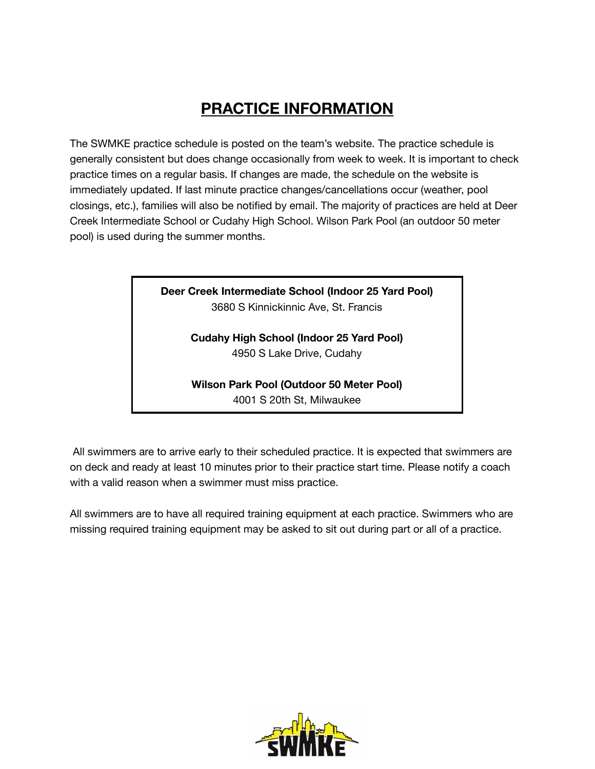# PRACTICE INFORMATION

The SWMKE practice schedule is posted on the team's website. The practice schedule is generally consistent but does change occasionally from week to week. It is important to check practice times on a regular basis. If changes are made, the schedule on the website is immediately updated. If last minute practice changes/cancellations occur (weather, pool closings, etc.), families will also be notified by email. The majority of practices are held at Deer Creek Intermediate School or Cudahy High School. Wilson Park Pool (an outdoor 50 meter pool) is used during the summer months.

**Deer Creek Intermediate School (Indoor 25 Yard Pool)**
3680 S Kinnickinnic Ave, St. Francis

**Cudahy High School (Indoor 25 Yard Pool)**
4950 S Lake Drive, Cudahy

**Wilson Park Pool (Outdoor 50 Meter Pool)**
4001 S 20th St, Milwaukee

All swimmers are to arrive early to their scheduled practice. It is expected that swimmers are on deck and ready at least 10 minutes prior to their practice start time. Please notify a coach with a valid reason when a swimmer must miss practice.

All swimmers are to have all required training equipment at each practice. Swimmers who are missing required training equipment may be asked to sit out during part or all of a practice.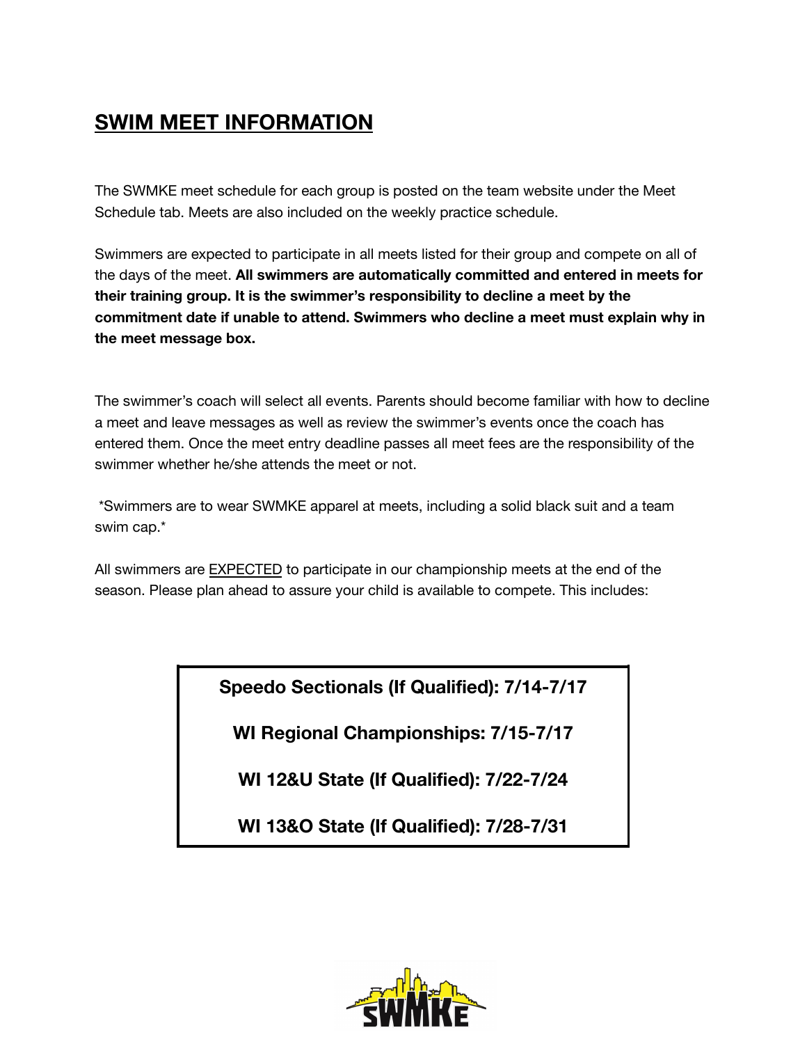# SWIM MEET INFORMATION

The SWMKE meet schedule for each group is posted on the team website under the Meet Schedule tab. Meets are also included on the weekly practice schedule.

Swimmers are expected to participate in all meets listed for their group and compete on all of the days of the meet. **All swimmers are automatically committed and entered in meets for their training group. It is the swimmer's responsibility to decline a meet by the commitment date if unable to attend. Swimmers who decline a meet must explain why in the meet message box.**

The swimmer's coach will select all events. Parents should become familiar with how to decline a meet and leave messages as well as review the swimmer's events once the coach has entered them. Once the meet entry deadline passes all meet fees are the responsibility of the swimmer whether he/she attends the meet or not.

*Swimmers are to wear SWMKE apparel at meets, including a solid black suit and a team swim cap.*

All swimmers are <u>EXPECTED</u> to participate in our championship meets at the end of the season. Please plan ahead to assure your child is available to compete. This includes:

**Speedo Sectionals (If Qualified): 7/14-7/17**

**WI Regional Championships: 7/15-7/17**

**WI 12&U State (If Qualified): 7/22-7/24**

**WI 13&O State (If Qualified): 7/28-7/31**

SWMKE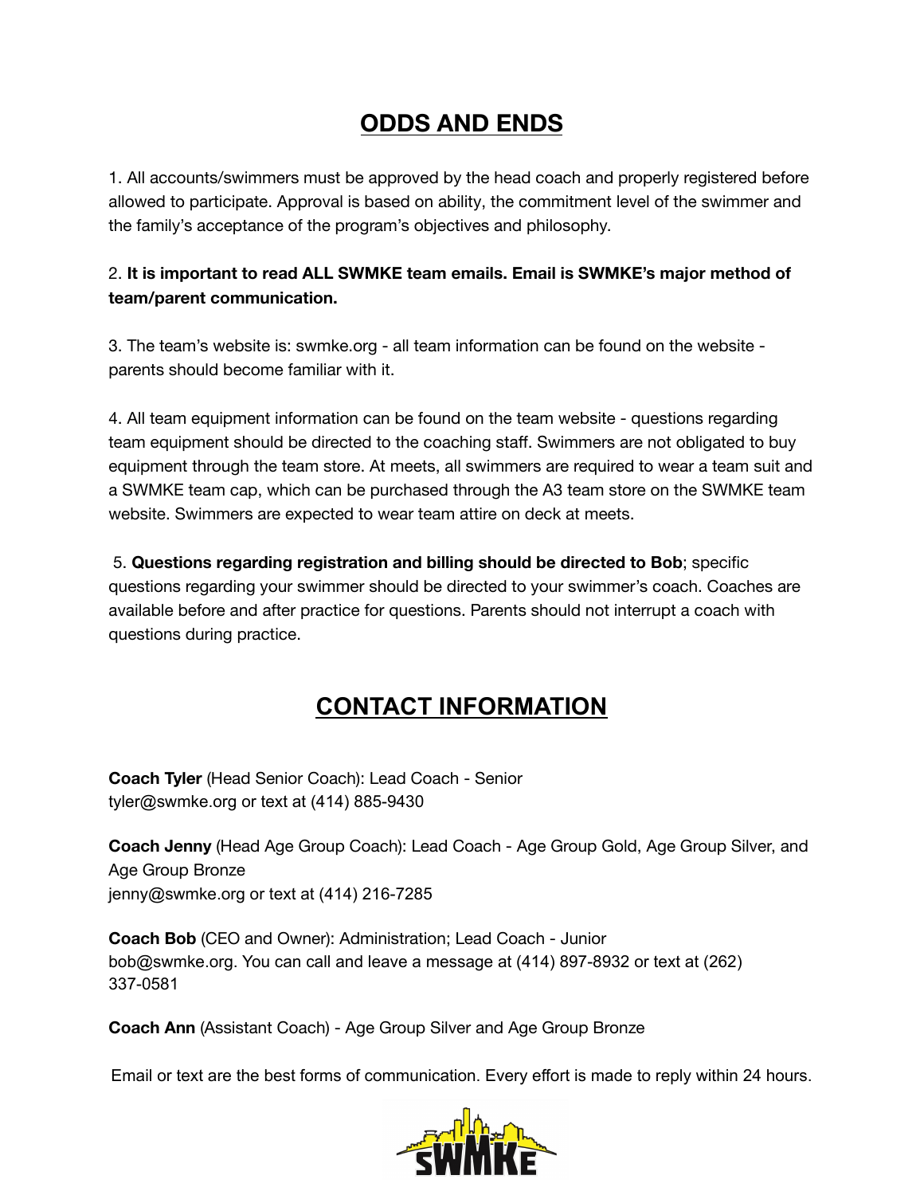## ODDS AND ENDS

1. All accounts/swimmers must be approved by the head coach and properly registered before allowed to participate. Approval is based on ability, the commitment level of the swimmer and the family's acceptance of the program's objectives and philosophy.

2. **It is important to read ALL SWMKE team emails. Email is SWMKE's major method of team/parent communication.**

3. The team's website is: swmke.org - all team information can be found on the website - parents should become familiar with it.

4. All team equipment information can be found on the team website - questions regarding team equipment should be directed to the coaching staff. Swimmers are not obligated to buy equipment through the team store. At meets, all swimmers are required to wear a team suit and a SWMKE team cap, which can be purchased through the A3 team store on the SWMKE team website. Swimmers are expected to wear team attire on deck at meets.

5. **Questions regarding registration and billing should be directed to Bob**; specific questions regarding your swimmer should be directed to your swimmer's coach. Coaches are available before and after practice for questions. Parents should not interrupt a coach with questions during practice.

## CONTACT INFORMATION

**Coach Tyler** (Head Senior Coach): Lead Coach - Senior
tyler@swmke.org or text at (414) 885-9430

**Coach Jenny** (Head Age Group Coach): Lead Coach - Age Group Gold, Age Group Silver, and Age Group Bronze
jenny@swmke.org or text at (414) 216-7285

**Coach Bob** (CEO and Owner): Administration; Lead Coach - Junior
bob@swmke.org. You can call and leave a message at (414) 897-8932 or text at (262) 337-0581

**Coach Ann** (Assistant Coach) - Age Group Silver and Age Group Bronze

Email or text are the best forms of communication. Every effort is made to reply within 24 hours.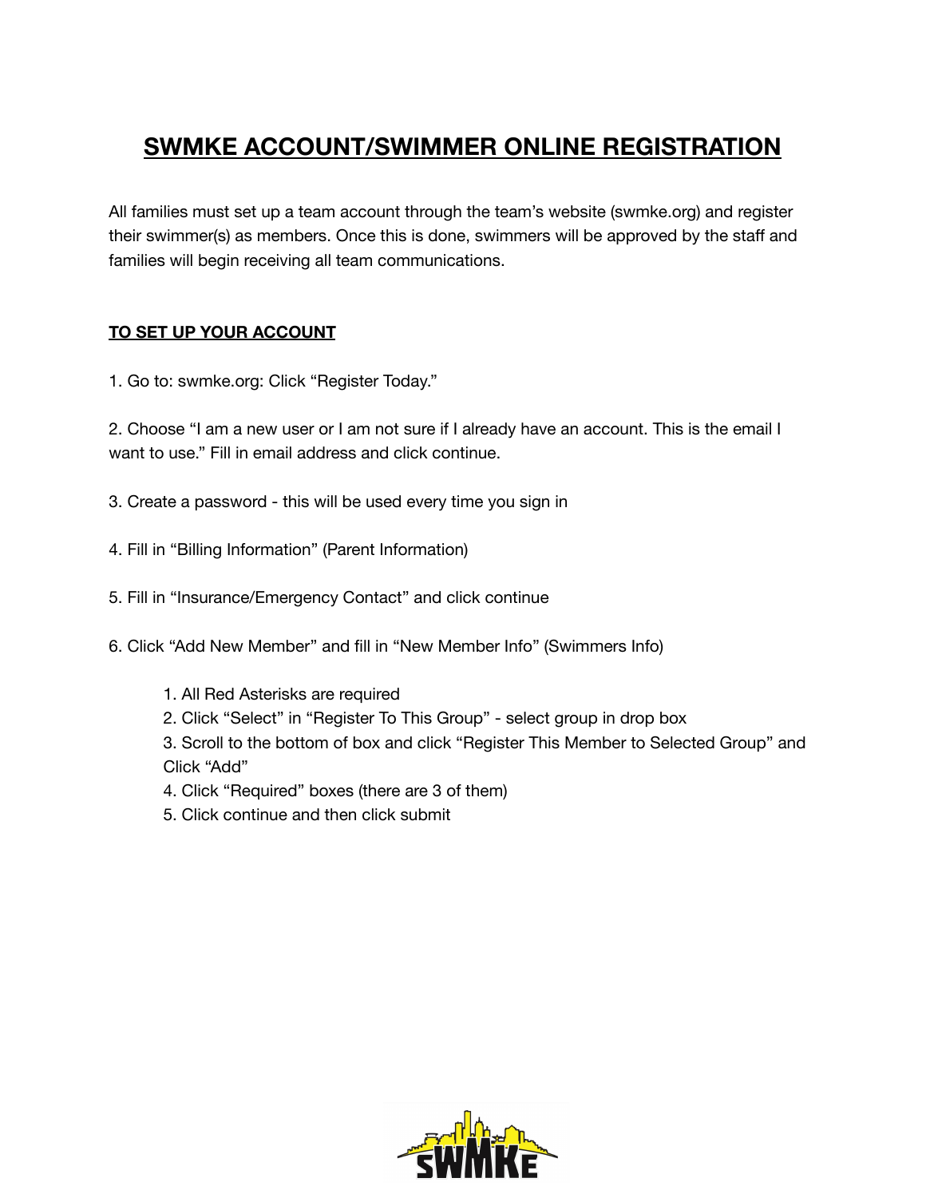# SWMKE ACCOUNT/SWIMMER ONLINE REGISTRATION

All families must set up a team account through the team's website (swmke.org) and register their swimmer(s) as members. Once this is done, swimmers will be approved by the staff and families will begin receiving all team communications.

## TO SET UP YOUR ACCOUNT

1. Go to: swmke.org: Click "Register Today."

2. Choose "I am a new user or I am not sure if I already have an account. This is the email I want to use." Fill in email address and click continue.

3. Create a password - this will be used every time you sign in

4. Fill in "Billing Information" (Parent Information)

5. Fill in "Insurance/Emergency Contact" and click continue

6. Click "Add New Member" and fill in "New Member Info" (Swimmers Info)

    1. All Red Asterisks are required
    2. Click "Select" in "Register To This Group" - select group in drop box
    3. Scroll to the bottom of box and click "Register This Member to Selected Group" and Click "Add"
    4. Click "Required" boxes (there are 3 of them)
    5. Click continue and then click submit